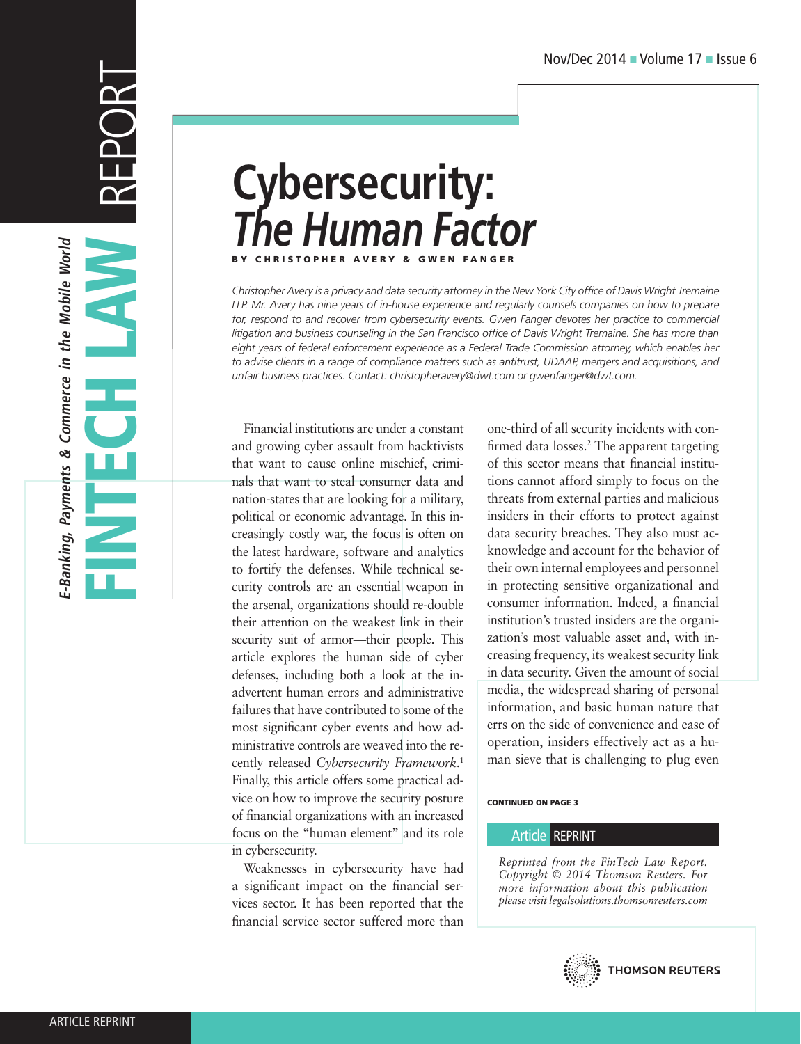# Cybersecurity: *The Human Factor*

**BY CHRISTOPHER AVERY & GWEN FANGER**

*Christopher Avery is a privacy and data security attorney in the New York City office of Davis Wright Tremaine LLP. Mr. Avery has nine years of in-house experience and regularly counsels companies on how to prepare for, respond to and recover from cybersecurity events. Gwen Fanger devotes her practice to commercial litigation and business counseling in the San Francisco office of Davis Wright Tremaine. She has more than eight years of federal enforcement experience as a Federal Trade Commission attorney, which enables her to advise clients in a range of compliance matters such as antitrust, UDAAP, mergers and acquisitions, and unfair business practices. Contact: christopheravery@dwt.com or gwenfanger@dwt.com.*

Financial institutions are under a constant and growing cyber assault from hacktivists that want to cause online mischief, criminals that want to steal consumer data and nation-states that are looking for a military, political or economic advantage. In this increasingly costly war, the focus is often on the latest hardware, software and analytics to fortify the defenses. While technical security controls are an essential weapon in the arsenal, organizations should re-double their attention on the weakest link in their security suit of armor—their people. This article explores the human side of cyber defenses, including both a look at the inadvertent human errors and administrative failures that have contributed to some of the most significant cyber events and how administrative controls are weaved into the recently released *Cybersecurity Framework*.[1] Finally, this article offers some practical advice on how to improve the security posture of financial organizations with an increased focus on the "human element" and its role in cybersecurity.

Weaknesses in cybersecurity have had a significant impact on the financial services sector. It has been reported that the financial service sector suffered more than one-third of all security incidents with confirmed data losses.[2] The apparent targeting of this sector means that financial institutions cannot afford simply to focus on the threats from external parties and malicious insiders in their efforts to protect against data security breaches. They also must acknowledge and account for the behavior of their own internal employees and personnel in protecting sensitive organizational and consumer information. Indeed, a financial institution's trusted insiders are the organization's most valuable asset and, with increasing frequency, its weakest security link in data security. Given the amount of social media, the widespread sharing of personal information, and basic human nature that errs on the side of convenience and ease of operation, insiders effectively act as a human sieve that is challenging to plug even

CONTINUED ON PAGE 3

**Article REPRINT**

*Reprinted from the FinTech Law Report. Copyright © 2014 Thomson Reuters. For more information about this publication please visit legalsolutions.thomsonreuters.com*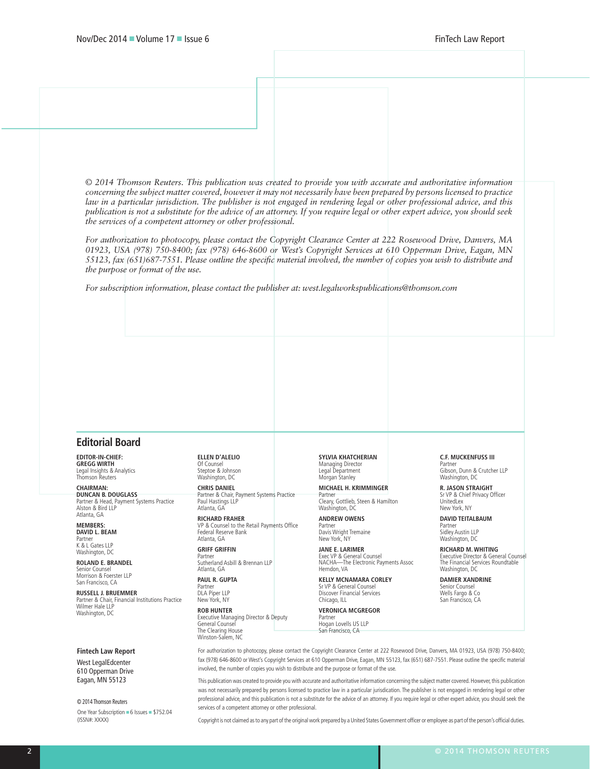*© 2014 Thomson Reuters. This publication was created to provide you with accurate and authoritative information concerning the subject matter covered, however it may not necessarily have been prepared by persons licensed to practice law in a particular jurisdiction. The publisher is not engaged in rendering legal or other professional advice, and this publication is not a substitute for the advice of an attorney. If you require legal or other expert advice, you should seek the services of a competent attorney or other professional.*

*For authorization to photocopy, please contact the Copyright Clearance Center at 222 Rosewood Drive, Danvers, MA 01923, USA (978) 750-8400; fax (978) 646-8600 or West's Copyright Services at 610 Opperman Drive, Eagan, MN 55123, fax (651)687-7551. Please outline the specific material involved, the number of copies you wish to distribute and the purpose or format of the use.*

*For subscription information, please contact the publisher at: west.legalworkspublications@thomson.com*

## Editorial Board

**EDITOR-IN-CHIEF:**
**GREGG WIRTH**
Legal Insights & Analytics
Thomson Reuters

**CHAIRMAN:**
**DUNCAN B. DOUGLASS**
Partner & Head, Payment Systems Practice
Alston & Bird LLP
Atlanta, GA

**MEMBERS:**
**DAVID L. BEAM**
Partner
K & L Gates LLP
Washington, DC

**ROLAND E. BRANDEL**
Senior Counsel
Morrison & Foerster LLP
San Francisco, CA

**RUSSELL J. BRUEMMER**
Partner & Chair, Financial Institutions Practice
Wilmer Hale LLP
Washington, DC

**ELLEN D'ALELIO**
Of Counsel
Steptoe & Johnson
Washington, DC

**CHRIS DANIEL**
Partner & Chair, Payment Systems Practice
Paul Hastings LLP
Atlanta, GA

**RICHARD FRAHER**
VP & Counsel to the Retail Payments Office
Federal Reserve Bank
Atlanta, GA

**GRIFF GRIFFIN**
Partner
Sutherland Asbill & Brennan LLP
Atlanta, GA

**PAUL R. GUPTA**
Partner
DLA Piper LLP
New York, NY

**ROB HUNTER**
Executive Managing Director & Deputy General Counsel
The Clearing House
Winston-Salem, NC

**SYLVIA KHATCHERIAN**
Managing Director
Legal Department
Morgan Stanley

**MICHAEL H. KRIMMINGER**
Partner
Cleary, Gottlieb, Steen & Hamilton
Washington, DC

**ANDREW OWENS**
Partner
Davis Wright Tremaine
New York, NY

**JANE E. LARIMER**
Exec VP & General Counsel
NACHA—The Electronic Payments Assoc
Herndon, VA

**KELLY MCNAMARA CORLEY**
Sr VP & General Counsel
Discover Financial Services
Chicago, ILL

**VERONICA MCGREGOR**
Partner
Hogan Lovells US LLP
San Francisco, CA

**C.F. MUCKENFUSS III**
Partner
Gibson, Dunn & Crutcher LLP
Washington, DC

**R. JASON STRAIGHT**
Sr VP & Chief Privacy Officer
UnitedLex
New York, NY

**DAVID TEITALBAUM**
Partner
Sidley Austin LLP
Washington, DC

**RICHARD M. WHITING**
Executive Director & General Counsel
The Financial Services Roundtable
Washington, DC

**DAMIER XANDRINE**
Senior Counsel
Wells Fargo & Co
San Francisco, CA

**Fintech Law Report**
West LegalEdcenter
610 Opperman Drive
Eagan, MN 55123

© 2014 Thomson Reuters
One Year Subscription ■ 6 Issues ■ $752.04
(ISSN#: XXXX)

For authorization to photocopy, please contact the Copyright Clearance Center at 222 Rosewood Drive, Danvers, MA 01923, USA (978) 750-8400; fax (978) 646-8600 or West's Copyright Services at 610 Opperman Drive, Eagan, MN 55123, fax (651) 687-7551. Please outline the specific material involved, the number of copies you wish to distribute and the purpose or format of the use.

This publication was created to provide you with accurate and authoritative information concerning the subject matter covered. However, this publication was not necessarily prepared by persons licensed to practice law in a particular jurisdiction. The publisher is not engaged in rendering legal or other professional advice, and this publication is not a substitute for the advice of an attorney. If you require legal or other expert advice, you should seek the services of a competent attorney or other professional.

Copyright is not claimed as to any part of the original work prepared by a United States Government officer or employee as part of the person's official duties.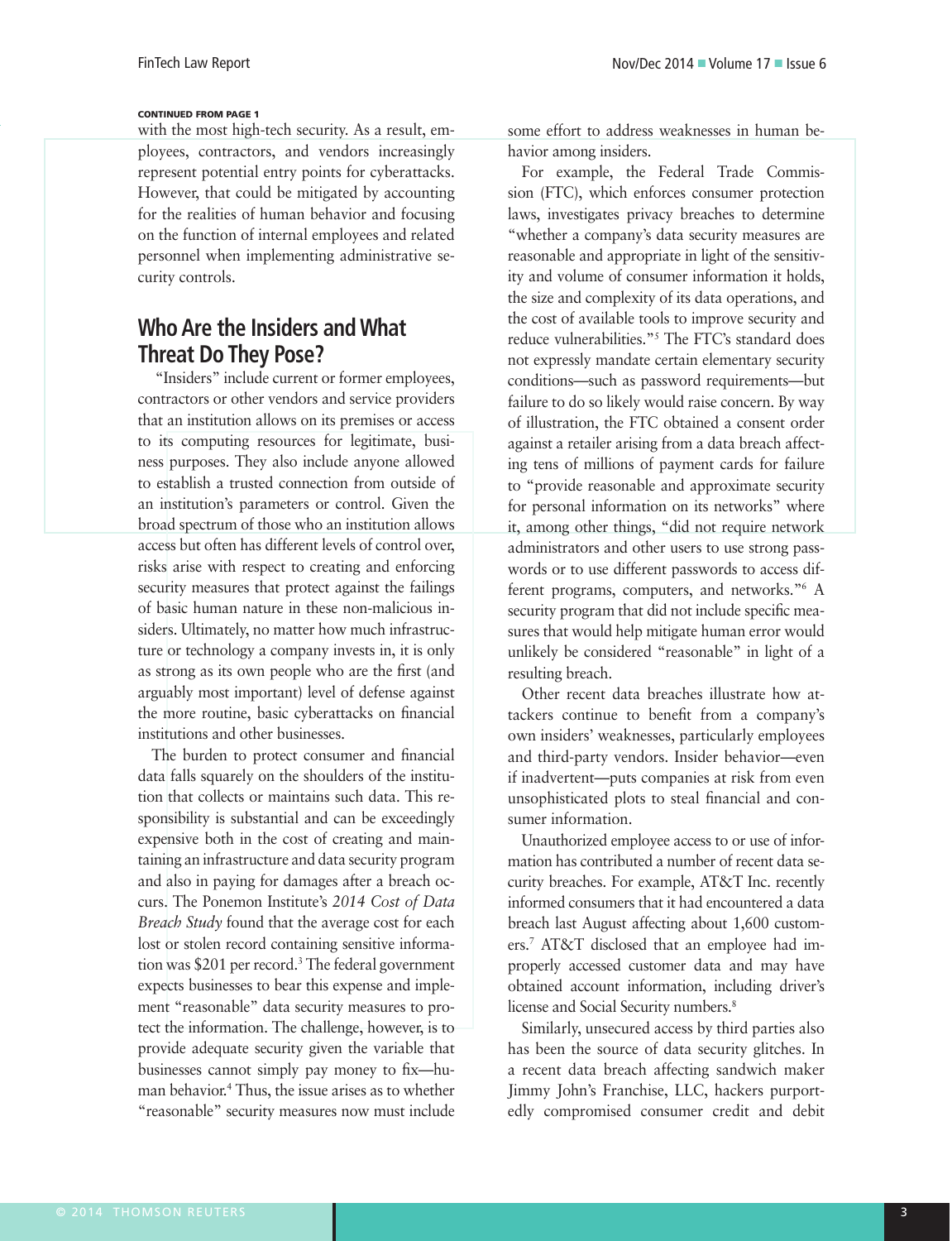CONTINUED FROM PAGE 1

with the most high-tech security. As a result, employees, contractors, and vendors increasingly represent potential entry points for cyberattacks. However, that could be mitigated by accounting for the realities of human behavior and focusing on the function of internal employees and related personnel when implementing administrative security controls.

## Who Are the Insiders and What Threat Do They Pose?

"Insiders" include current or former employees, contractors or other vendors and service providers that an institution allows on its premises or access to its computing resources for legitimate, business purposes. They also include anyone allowed to establish a trusted connection from outside of an institution's parameters or control. Given the broad spectrum of those who an institution allows access but often has different levels of control over, risks arise with respect to creating and enforcing security measures that protect against the failings of basic human nature in these non-malicious insiders. Ultimately, no matter how much infrastructure or technology a company invests in, it is only as strong as its own people who are the first (and arguably most important) level of defense against the more routine, basic cyberattacks on financial institutions and other businesses.

The burden to protect consumer and financial data falls squarely on the shoulders of the institution that collects or maintains such data. This responsibility is substantial and can be exceedingly expensive both in the cost of creating and maintaining an infrastructure and data security program and also in paying for damages after a breach occurs. The Ponemon Institute's *2014 Cost of Data Breach Study* found that the average cost for each lost or stolen record containing sensitive information was $201 per record.[3] The federal government expects businesses to bear this expense and implement "reasonable" data security measures to protect the information. The challenge, however, is to provide adequate security given the variable that businesses cannot simply pay money to fix—human behavior.[4] Thus, the issue arises as to whether "reasonable" security measures now must include some effort to address weaknesses in human behavior among insiders.

For example, the Federal Trade Commission (FTC), which enforces consumer protection laws, investigates privacy breaches to determine "whether a company's data security measures are reasonable and appropriate in light of the sensitivity and volume of consumer information it holds, the size and complexity of its data operations, and the cost of available tools to improve security and reduce vulnerabilities."[5] The FTC's standard does not expressly mandate certain elementary security conditions—such as password requirements—but failure to do so likely would raise concern. By way of illustration, the FTC obtained a consent order against a retailer arising from a data breach affecting tens of millions of payment cards for failure to "provide reasonable and approximate security for personal information on its networks" where it, among other things, "did not require network administrators and other users to use strong passwords or to use different passwords to access different programs, computers, and networks."[6] A security program that did not include specific measures that would help mitigate human error would unlikely be considered "reasonable" in light of a resulting breach.

Other recent data breaches illustrate how attackers continue to benefit from a company's own insiders' weaknesses, particularly employees and third-party vendors. Insider behavior—even if inadvertent—puts companies at risk from even unsophisticated plots to steal financial and consumer information.

Unauthorized employee access to or use of information has contributed a number of recent data security breaches. For example, AT&T Inc. recently informed consumers that it had encountered a data breach last August affecting about 1,600 customers.[7] AT&T disclosed that an employee had improperly accessed customer data and may have obtained account information, including driver's license and Social Security numbers.[8]

Similarly, unsecured access by third parties also has been the source of data security glitches. In a recent data breach affecting sandwich maker Jimmy John's Franchise, LLC, hackers purportedly compromised consumer credit and debit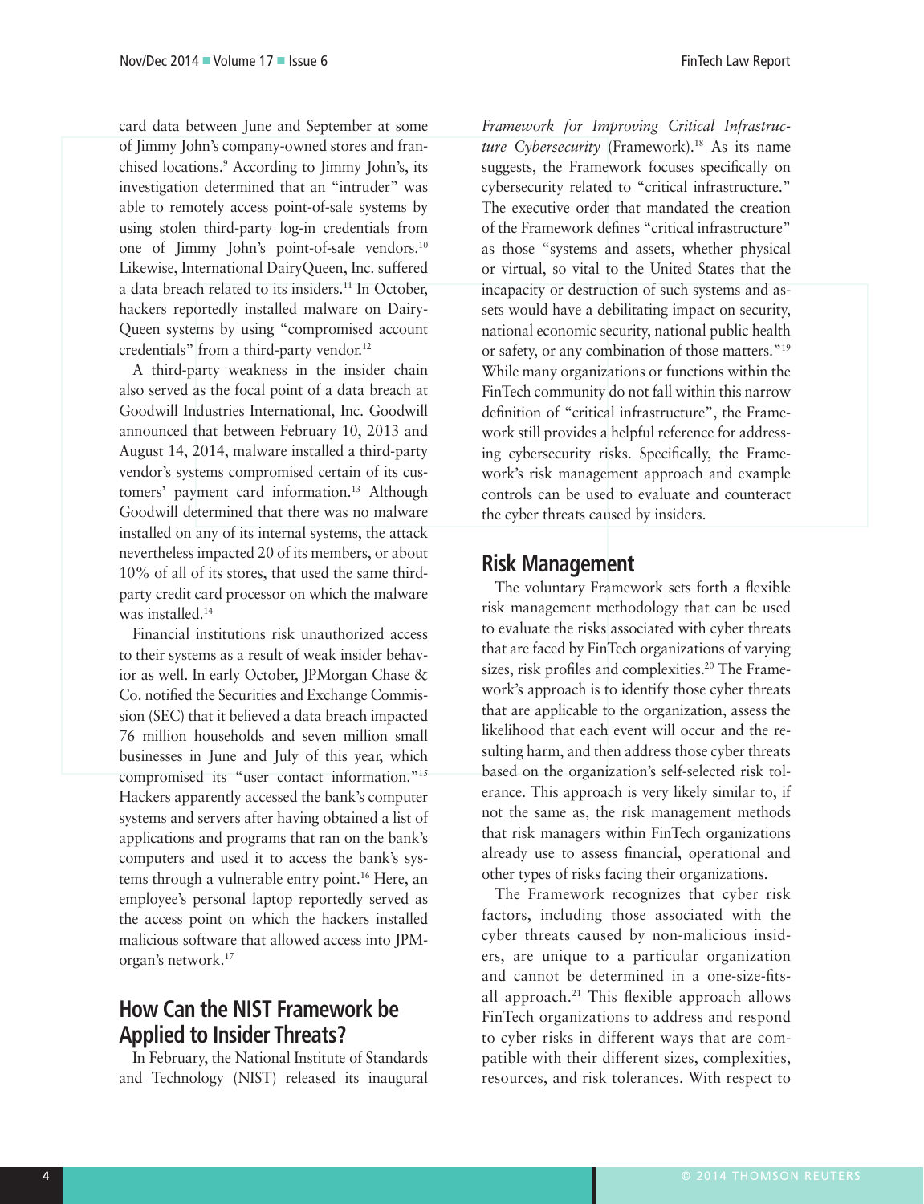card data between June and September at some of Jimmy John's company-owned stores and franchised locations.[9] According to Jimmy John's, its investigation determined that an "intruder" was able to remotely access point-of-sale systems by using stolen third-party log-in credentials from one of Jimmy John's point-of-sale vendors.[10] Likewise, International DairyQueen, Inc. suffered a data breach related to its insiders.[11] In October, hackers reportedly installed malware on DairyQueen systems by using "compromised account credentials" from a third-party vendor.[12]

A third-party weakness in the insider chain also served as the focal point of a data breach at Goodwill Industries International, Inc. Goodwill announced that between February 10, 2013 and August 14, 2014, malware installed a third-party vendor's systems compromised certain of its customers' payment card information.[13] Although Goodwill determined that there was no malware installed on any of its internal systems, the attack nevertheless impacted 20 of its members, or about 10% of all of its stores, that used the same third-party credit card processor on which the malware was installed.[14]

Financial institutions risk unauthorized access to their systems as a result of weak insider behavior as well. In early October, JPMorgan Chase & Co. notified the Securities and Exchange Commission (SEC) that it believed a data breach impacted 76 million households and seven million small businesses in June and July of this year, which compromised its "user contact information."[15] Hackers apparently accessed the bank's computer systems and servers after having obtained a list of applications and programs that ran on the bank's computers and used it to access the bank's systems through a vulnerable entry point.[16] Here, an employee's personal laptop reportedly served as the access point on which the hackers installed malicious software that allowed access into JPMorgan's network.[17]

## How Can the NIST Framework be Applied to Insider Threats?

In February, the National Institute of Standards and Technology (NIST) released its inaugural *Framework for Improving Critical Infrastructure Cybersecurity* (Framework).[18] As its name suggests, the Framework focuses specifically on cybersecurity related to "critical infrastructure." The executive order that mandated the creation of the Framework defines "critical infrastructure" as those "systems and assets, whether physical or virtual, so vital to the United States that the incapacity or destruction of such systems and assets would have a debilitating impact on security, national economic security, national public health or safety, or any combination of those matters."[19] While many organizations or functions within the FinTech community do not fall within this narrow definition of "critical infrastructure", the Framework still provides a helpful reference for addressing cybersecurity risks. Specifically, the Framework's risk management approach and example controls can be used to evaluate and counteract the cyber threats caused by insiders.

## Risk Management

The voluntary Framework sets forth a flexible risk management methodology that can be used to evaluate the risks associated with cyber threats that are faced by FinTech organizations of varying sizes, risk profiles and complexities.[20] The Framework's approach is to identify those cyber threats that are applicable to the organization, assess the likelihood that each event will occur and the resulting harm, and then address those cyber threats based on the organization's self-selected risk tolerance. This approach is very likely similar to, if not the same as, the risk management methods that risk managers within FinTech organizations already use to assess financial, operational and other types of risks facing their organizations.

The Framework recognizes that cyber risk factors, including those associated with the cyber threats caused by non-malicious insiders, are unique to a particular organization and cannot be determined in a one-size-fits-all approach.[21] This flexible approach allows FinTech organizations to address and respond to cyber risks in different ways that are compatible with their different sizes, complexities, resources, and risk tolerances. With respect to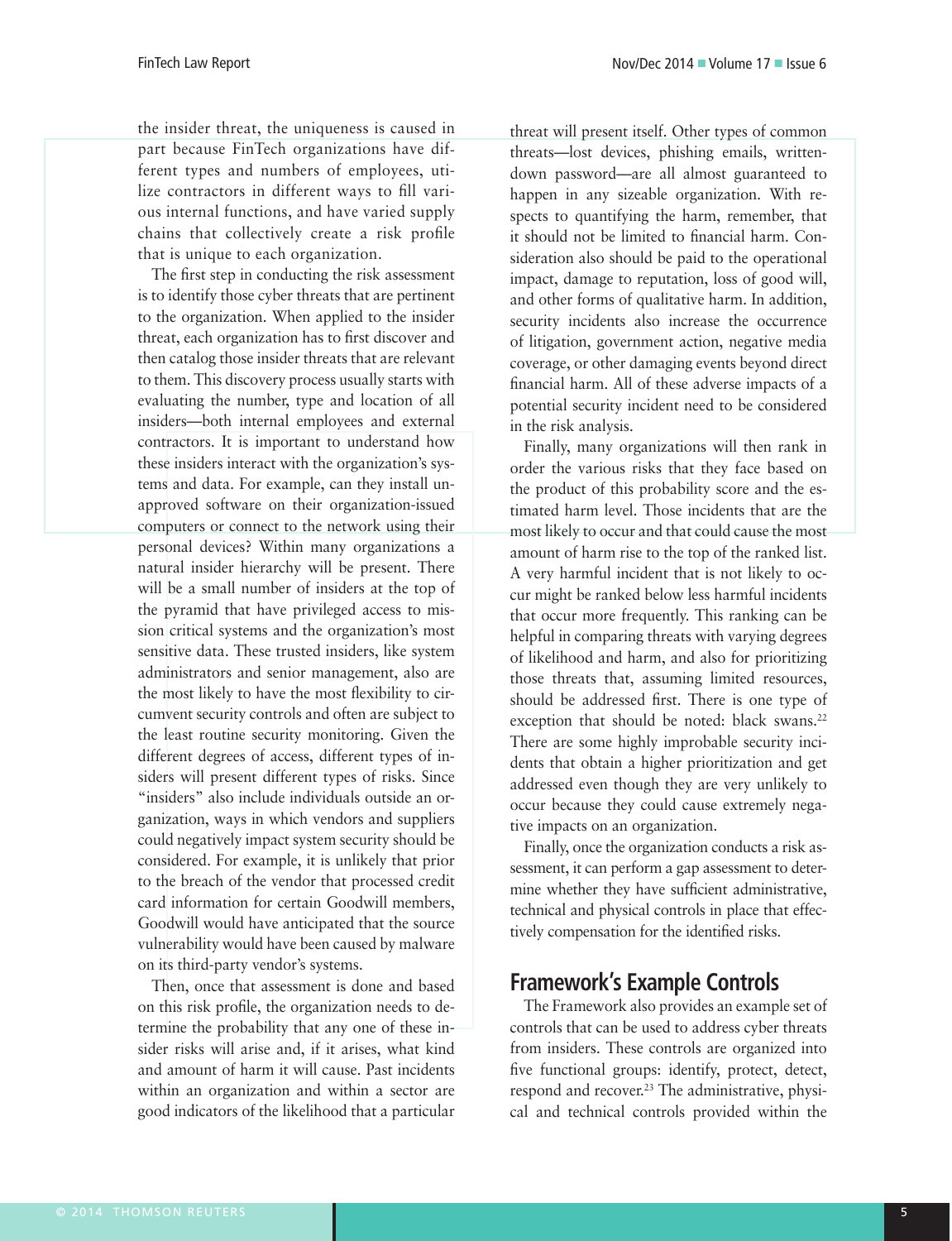the insider threat, the uniqueness is caused in part because FinTech organizations have different types and numbers of employees, utilize contractors in different ways to fill various internal functions, and have varied supply chains that collectively create a risk profile that is unique to each organization.

The first step in conducting the risk assessment is to identify those cyber threats that are pertinent to the organization. When applied to the insider threat, each organization has to first discover and then catalog those insider threats that are relevant to them. This discovery process usually starts with evaluating the number, type and location of all insiders—both internal employees and external contractors. It is important to understand how these insiders interact with the organization's systems and data. For example, can they install unapproved software on their organization-issued computers or connect to the network using their personal devices? Within many organizations a natural insider hierarchy will be present. There will be a small number of insiders at the top of the pyramid that have privileged access to mission critical systems and the organization's most sensitive data. These trusted insiders, like system administrators and senior management, also are the most likely to have the most flexibility to circumvent security controls and often are subject to the least routine security monitoring. Given the different degrees of access, different types of insiders will present different types of risks. Since "insiders" also include individuals outside an organization, ways in which vendors and suppliers could negatively impact system security should be considered. For example, it is unlikely that prior to the breach of the vendor that processed credit card information for certain Goodwill members, Goodwill would have anticipated that the source vulnerability would have been caused by malware on its third-party vendor's systems.

Then, once that assessment is done and based on this risk profile, the organization needs to determine the probability that any one of these insider risks will arise and, if it arises, what kind and amount of harm it will cause. Past incidents within an organization and within a sector are good indicators of the likelihood that a particular threat will present itself. Other types of common threats—lost devices, phishing emails, written-down password—are all almost guaranteed to happen in any sizeable organization. With respects to quantifying the harm, remember, that it should not be limited to financial harm. Consideration also should be paid to the operational impact, damage to reputation, loss of good will, and other forms of qualitative harm. In addition, security incidents also increase the occurrence of litigation, government action, negative media coverage, or other damaging events beyond direct financial harm. All of these adverse impacts of a potential security incident need to be considered in the risk analysis.

Finally, many organizations will then rank in order the various risks that they face based on the product of this probability score and the estimated harm level. Those incidents that are the most likely to occur and that could cause the most amount of harm rise to the top of the ranked list. A very harmful incident that is not likely to occur might be ranked below less harmful incidents that occur more frequently. This ranking can be helpful in comparing threats with varying degrees of likelihood and harm, and also for prioritizing those threats that, assuming limited resources, should be addressed first. There is one type of exception that should be noted: black swans.[22] There are some highly improbable security incidents that obtain a higher prioritization and get addressed even though they are very unlikely to occur because they could cause extremely negative impacts on an organization.

Finally, once the organization conducts a risk assessment, it can perform a gap assessment to determine whether they have sufficient administrative, technical and physical controls in place that effectively compensation for the identified risks.

## Framework's Example Controls

The Framework also provides an example set of controls that can be used to address cyber threats from insiders. These controls are organized into five functional groups: identify, protect, detect, respond and recover.[23] The administrative, physical and technical controls provided within the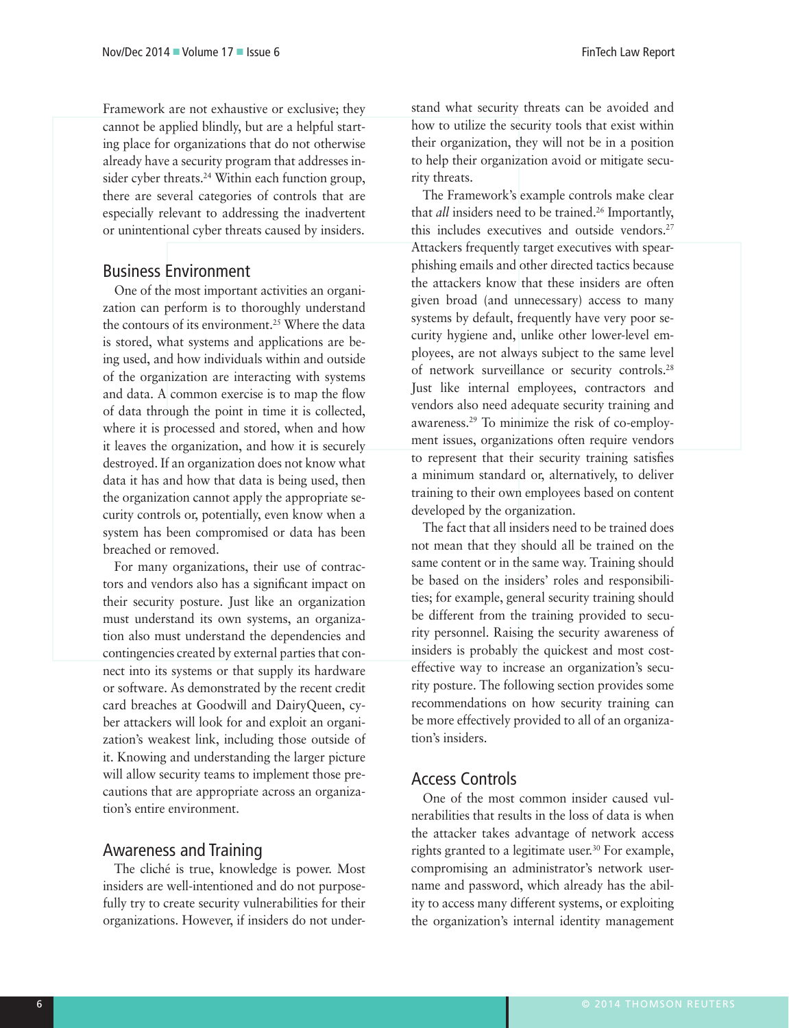Framework are not exhaustive or exclusive; they cannot be applied blindly, but are a helpful starting place for organizations that do not otherwise already have a security program that addresses insider cyber threats.[24] Within each function group, there are several categories of controls that are especially relevant to addressing the inadvertent or unintentional cyber threats caused by insiders.

## Business Environment

One of the most important activities an organization can perform is to thoroughly understand the contours of its environment.[25] Where the data is stored, what systems and applications are being used, and how individuals within and outside of the organization are interacting with systems and data. A common exercise is to map the flow of data through the point in time it is collected, where it is processed and stored, when and how it leaves the organization, and how it is securely destroyed. If an organization does not know what data it has and how that data is being used, then the organization cannot apply the appropriate security controls or, potentially, even know when a system has been compromised or data has been breached or removed.

For many organizations, their use of contractors and vendors also has a significant impact on their security posture. Just like an organization must understand its own systems, an organization also must understand the dependencies and contingencies created by external parties that connect into its systems or that supply its hardware or software. As demonstrated by the recent credit card breaches at Goodwill and DairyQueen, cyber attackers will look for and exploit an organization's weakest link, including those outside of it. Knowing and understanding the larger picture will allow security teams to implement those precautions that are appropriate across an organization's entire environment.

## Awareness and Training

The cliché is true, knowledge is power. Most insiders are well-intentioned and do not purposefully try to create security vulnerabilities for their organizations. However, if insiders do not understand what security threats can be avoided and how to utilize the security tools that exist within their organization, they will not be in a position to help their organization avoid or mitigate security threats.

The Framework's example controls make clear that *all* insiders need to be trained.[26] Importantly, this includes executives and outside vendors.[27] Attackers frequently target executives with spear-phishing emails and other directed tactics because the attackers know that these insiders are often given broad (and unnecessary) access to many systems by default, frequently have very poor security hygiene and, unlike other lower-level employees, are not always subject to the same level of network surveillance or security controls.[28] Just like internal employees, contractors and vendors also need adequate security training and awareness.[29] To minimize the risk of co-employment issues, organizations often require vendors to represent that their security training satisfies a minimum standard or, alternatively, to deliver training to their own employees based on content developed by the organization.

The fact that all insiders need to be trained does not mean that they should all be trained on the same content or in the same way. Training should be based on the insiders' roles and responsibilities; for example, general security training should be different from the training provided to security personnel. Raising the security awareness of insiders is probably the quickest and most cost-effective way to increase an organization's security posture. The following section provides some recommendations on how security training can be more effectively provided to all of an organization's insiders.

## Access Controls

One of the most common insider caused vulnerabilities that results in the loss of data is when the attacker takes advantage of network access rights granted to a legitimate user.[30] For example, compromising an administrator's network username and password, which already has the ability to access many different systems, or exploiting the organization's internal identity management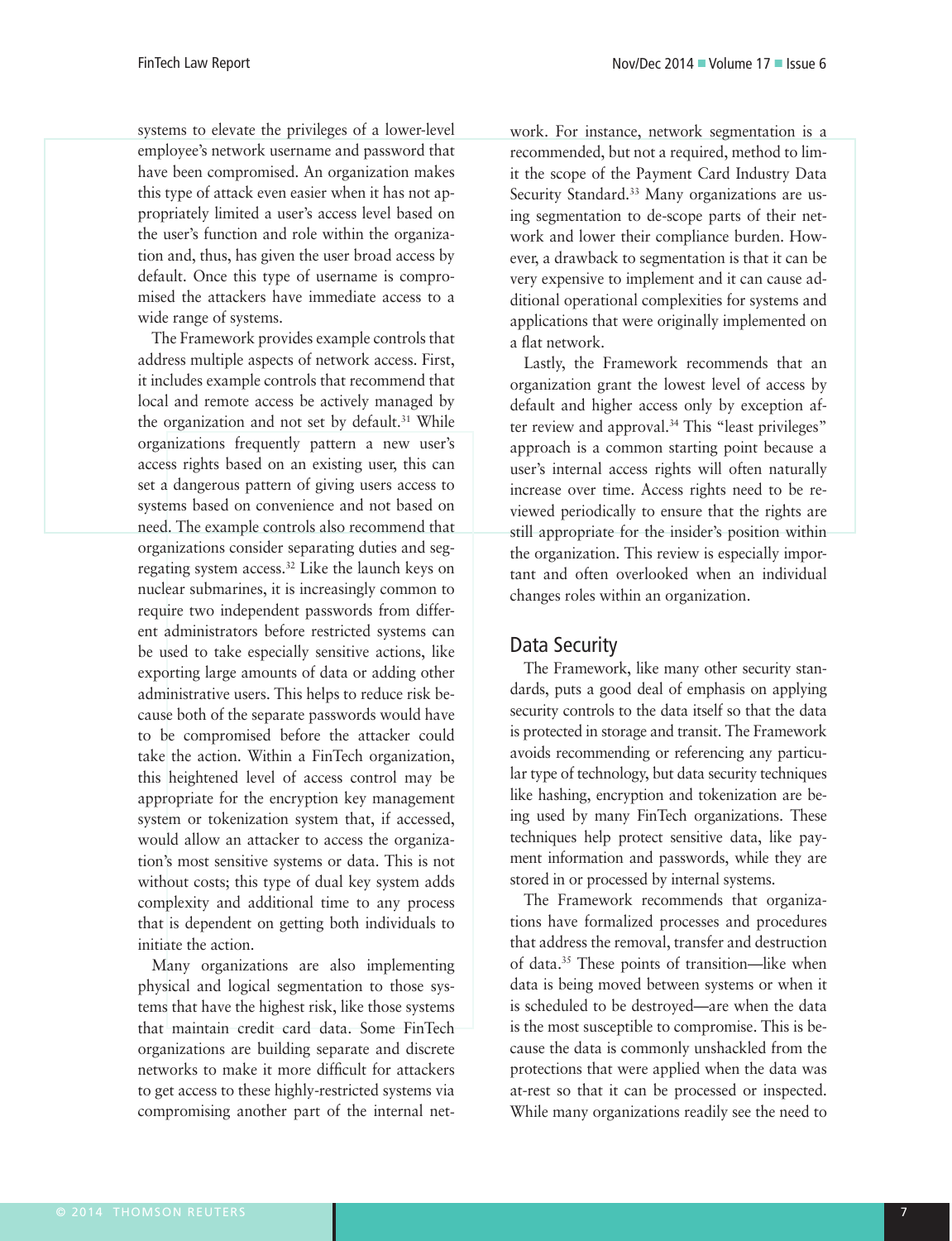systems to elevate the privileges of a lower-level employee's network username and password that have been compromised. An organization makes this type of attack even easier when it has not appropriately limited a user's access level based on the user's function and role within the organization and, thus, has given the user broad access by default. Once this type of username is compromised the attackers have immediate access to a wide range of systems.

The Framework provides example controls that address multiple aspects of network access. First, it includes example controls that recommend that local and remote access be actively managed by the organization and not set by default.[31] While organizations frequently pattern a new user's access rights based on an existing user, this can set a dangerous pattern of giving users access to systems based on convenience and not based on need. The example controls also recommend that organizations consider separating duties and segregating system access.[32] Like the launch keys on nuclear submarines, it is increasingly common to require two independent passwords from different administrators before restricted systems can be used to take especially sensitive actions, like exporting large amounts of data or adding other administrative users. This helps to reduce risk because both of the separate passwords would have to be compromised before the attacker could take the action. Within a FinTech organization, this heightened level of access control may be appropriate for the encryption key management system or tokenization system that, if accessed, would allow an attacker to access the organization's most sensitive systems or data. This is not without costs; this type of dual key system adds complexity and additional time to any process that is dependent on getting both individuals to initiate the action.

Many organizations are also implementing physical and logical segmentation to those systems that have the highest risk, like those systems that maintain credit card data. Some FinTech organizations are building separate and discrete networks to make it more difficult for attackers to get access to these highly-restricted systems via compromising another part of the internal network. For instance, network segmentation is a recommended, but not a required, method to limit the scope of the Payment Card Industry Data Security Standard.[33] Many organizations are using segmentation to de-scope parts of their network and lower their compliance burden. However, a drawback to segmentation is that it can be very expensive to implement and it can cause additional operational complexities for systems and applications that were originally implemented on a flat network.

Lastly, the Framework recommends that an organization grant the lowest level of access by default and higher access only by exception after review and approval.[34] This "least privileges" approach is a common starting point because a user's internal access rights will often naturally increase over time. Access rights need to be reviewed periodically to ensure that the rights are still appropriate for the insider's position within the organization. This review is especially important and often overlooked when an individual changes roles within an organization.

## Data Security

The Framework, like many other security standards, puts a good deal of emphasis on applying security controls to the data itself so that the data is protected in storage and transit. The Framework avoids recommending or referencing any particular type of technology, but data security techniques like hashing, encryption and tokenization are being used by many FinTech organizations. These techniques help protect sensitive data, like payment information and passwords, while they are stored in or processed by internal systems.

The Framework recommends that organizations have formalized processes and procedures that address the removal, transfer and destruction of data.[35] These points of transition—like when data is being moved between systems or when it is scheduled to be destroyed—are when the data is the most susceptible to compromise. This is because the data is commonly unshackled from the protections that were applied when the data was at-rest so that it can be processed or inspected. While many organizations readily see the need to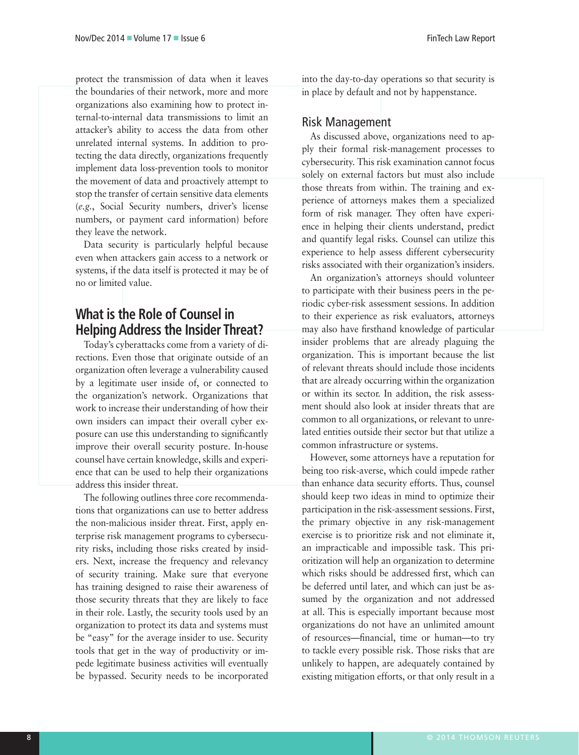protect the transmission of data when it leaves the boundaries of their network, more and more organizations also examining how to protect internal-to-internal data transmissions to limit an attacker's ability to access the data from other unrelated internal systems. In addition to protecting the data directly, organizations frequently implement data loss-prevention tools to monitor the movement of data and proactively attempt to stop the transfer of certain sensitive data elements (*e.g.*, Social Security numbers, driver's license numbers, or payment card information) before they leave the network.

Data security is particularly helpful because even when attackers gain access to a network or systems, if the data itself is protected it may be of no or limited value.

## What is the Role of Counsel in Helping Address the Insider Threat?

Today's cyberattacks come from a variety of directions. Even those that originate outside of an organization often leverage a vulnerability caused by a legitimate user inside of, or connected to the organization's network. Organizations that work to increase their understanding of how their own insiders can impact their overall cyber exposure can use this understanding to significantly improve their overall security posture. In-house counsel have certain knowledge, skills and experience that can be used to help their organizations address this insider threat.

The following outlines three core recommendations that organizations can use to better address the non-malicious insider threat. First, apply enterprise risk management programs to cybersecurity risks, including those risks created by insiders. Next, increase the frequency and relevancy of security training. Make sure that everyone has training designed to raise their awareness of those security threats that they are likely to face in their role. Lastly, the security tools used by an organization to protect its data and systems must be "easy" for the average insider to use. Security tools that get in the way of productivity or impede legitimate business activities will eventually be bypassed. Security needs to be incorporated into the day-to-day operations so that security is in place by default and not by happenstance.

### Risk Management

As discussed above, organizations need to apply their formal risk-management processes to cybersecurity. This risk examination cannot focus solely on external factors but must also include those threats from within. The training and experience of attorneys makes them a specialized form of risk manager. They often have experience in helping their clients understand, predict and quantify legal risks. Counsel can utilize this experience to help assess different cybersecurity risks associated with their organization's insiders.

An organization's attorneys should volunteer to participate with their business peers in the periodic cyber-risk assessment sessions. In addition to their experience as risk evaluators, attorneys may also have firsthand knowledge of particular insider problems that are already plaguing the organization. This is important because the list of relevant threats should include those incidents that are already occurring within the organization or within its sector. In addition, the risk assessment should also look at insider threats that are common to all organizations, or relevant to unrelated entities outside their sector but that utilize a common infrastructure or systems.

However, some attorneys have a reputation for being too risk-averse, which could impede rather than enhance data security efforts. Thus, counsel should keep two ideas in mind to optimize their participation in the risk-assessment sessions. First, the primary objective in any risk-management exercise is to prioritize risk and not eliminate it, an impracticable and impossible task. This prioritization will help an organization to determine which risks should be addressed first, which can be deferred until later, and which can just be assumed by the organization and not addressed at all. This is especially important because most organizations do not have an unlimited amount of resources—financial, time or human—to try to tackle every possible risk. Those risks that are unlikely to happen, are adequately contained by existing mitigation efforts, or that only result in a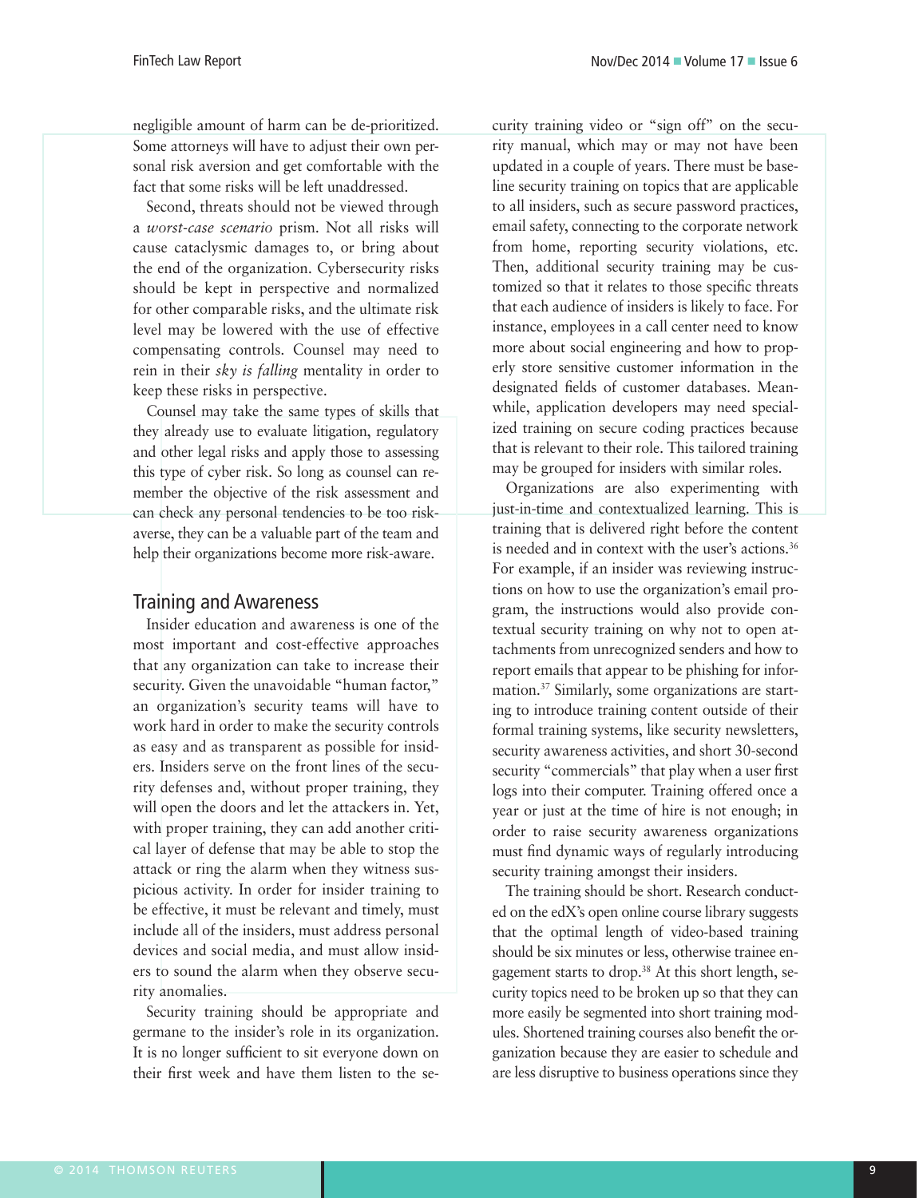negligible amount of harm can be de-prioritized. Some attorneys will have to adjust their own personal risk aversion and get comfortable with the fact that some risks will be left unaddressed.

Second, threats should not be viewed through a *worst-case scenario* prism. Not all risks will cause cataclysmic damages to, or bring about the end of the organization. Cybersecurity risks should be kept in perspective and normalized for other comparable risks, and the ultimate risk level may be lowered with the use of effective compensating controls. Counsel may need to rein in their *sky is falling* mentality in order to keep these risks in perspective.

Counsel may take the same types of skills that they already use to evaluate litigation, regulatory and other legal risks and apply those to assessing this type of cyber risk. So long as counsel can remember the objective of the risk assessment and can check any personal tendencies to be too risk-averse, they can be a valuable part of the team and help their organizations become more risk-aware.

## Training and Awareness

Insider education and awareness is one of the most important and cost-effective approaches that any organization can take to increase their security. Given the unavoidable "human factor," an organization's security teams will have to work hard in order to make the security controls as easy and as transparent as possible for insiders. Insiders serve on the front lines of the security defenses and, without proper training, they will open the doors and let the attackers in. Yet, with proper training, they can add another critical layer of defense that may be able to stop the attack or ring the alarm when they witness suspicious activity. In order for insider training to be effective, it must be relevant and timely, must include all of the insiders, must address personal devices and social media, and must allow insiders to sound the alarm when they observe security anomalies.

Security training should be appropriate and germane to the insider's role in its organization. It is no longer sufficient to sit everyone down on their first week and have them listen to the security training video or "sign off" on the security manual, which may or may not have been updated in a couple of years. There must be baseline security training on topics that are applicable to all insiders, such as secure password practices, email safety, connecting to the corporate network from home, reporting security violations, etc. Then, additional security training may be customized so that it relates to those specific threats that each audience of insiders is likely to face. For instance, employees in a call center need to know more about social engineering and how to properly store sensitive customer information in the designated fields of customer databases. Meanwhile, application developers may need specialized training on secure coding practices because that is relevant to their role. This tailored training may be grouped for insiders with similar roles.

Organizations are also experimenting with just-in-time and contextualized learning. This is training that is delivered right before the content is needed and in context with the user's actions.[36] For example, if an insider was reviewing instructions on how to use the organization's email program, the instructions would also provide contextual security training on why not to open attachments from unrecognized senders and how to report emails that appear to be phishing for information.[37] Similarly, some organizations are starting to introduce training content outside of their formal training systems, like security newsletters, security awareness activities, and short 30-second security "commercials" that play when a user first logs into their computer. Training offered once a year or just at the time of hire is not enough; in order to raise security awareness organizations must find dynamic ways of regularly introducing security training amongst their insiders.

The training should be short. Research conducted on the edX's open online course library suggests that the optimal length of video-based training should be six minutes or less, otherwise trainee engagement starts to drop.[38] At this short length, security topics need to be broken up so that they can more easily be segmented into short training modules. Shortened training courses also benefit the organization because they are easier to schedule and are less disruptive to business operations since they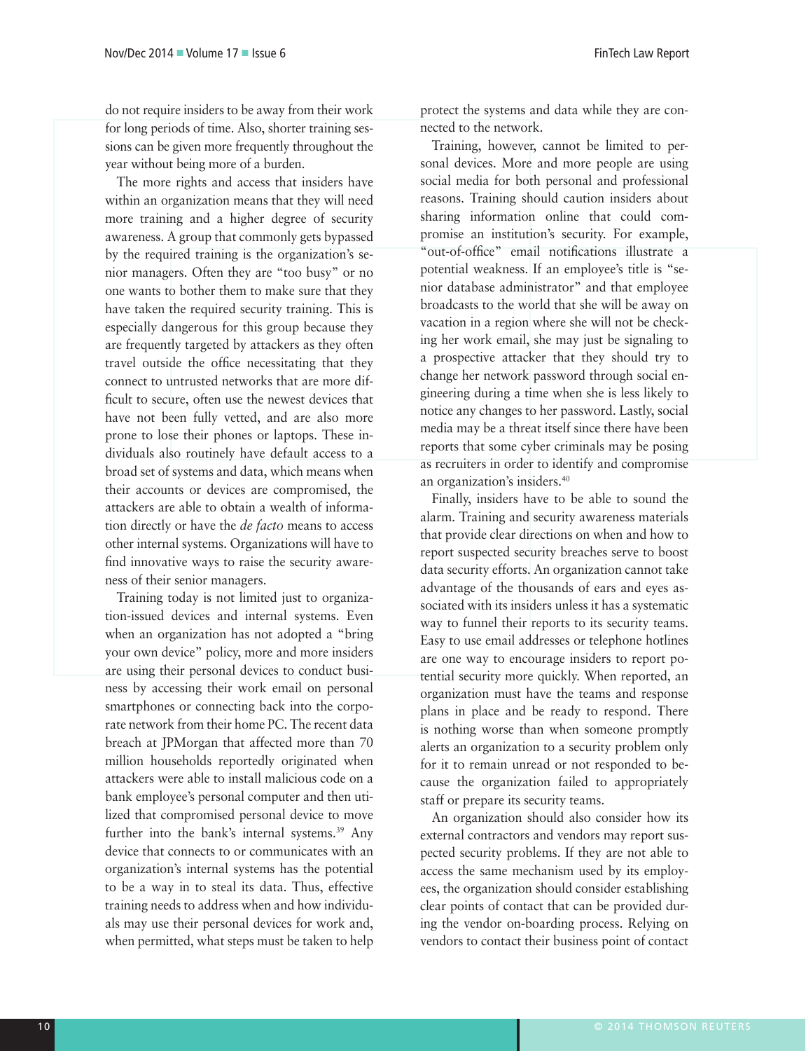do not require insiders to be away from their work for long periods of time. Also, shorter training sessions can be given more frequently throughout the year without being more of a burden.

The more rights and access that insiders have within an organization means that they will need more training and a higher degree of security awareness. A group that commonly gets bypassed by the required training is the organization's senior managers. Often they are "too busy" or no one wants to bother them to make sure that they have taken the required security training. This is especially dangerous for this group because they are frequently targeted by attackers as they often travel outside the office necessitating that they connect to untrusted networks that are more difficult to secure, often use the newest devices that have not been fully vetted, and are also more prone to lose their phones or laptops. These individuals also routinely have default access to a broad set of systems and data, which means when their accounts or devices are compromised, the attackers are able to obtain a wealth of information directly or have the *de facto* means to access other internal systems. Organizations will have to find innovative ways to raise the security awareness of their senior managers.

Training today is not limited just to organization-issued devices and internal systems. Even when an organization has not adopted a "bring your own device" policy, more and more insiders are using their personal devices to conduct business by accessing their work email on personal smartphones or connecting back into the corporate network from their home PC. The recent data breach at JPMorgan that affected more than 70 million households reportedly originated when attackers were able to install malicious code on a bank employee's personal computer and then utilized that compromised personal device to move further into the bank's internal systems.[39] Any device that connects to or communicates with an organization's internal systems has the potential to be a way in to steal its data. Thus, effective training needs to address when and how individuals may use their personal devices for work and, when permitted, what steps must be taken to help protect the systems and data while they are connected to the network.

Training, however, cannot be limited to personal devices. More and more people are using social media for both personal and professional reasons. Training should caution insiders about sharing information online that could compromise an institution's security. For example, "out-of-office" email notifications illustrate a potential weakness. If an employee's title is "senior database administrator" and that employee broadcasts to the world that she will be away on vacation in a region where she will not be checking her work email, she may just be signaling to a prospective attacker that they should try to change her network password through social engineering during a time when she is less likely to notice any changes to her password. Lastly, social media may be a threat itself since there have been reports that some cyber criminals may be posing as recruiters in order to identify and compromise an organization's insiders.[40]

Finally, insiders have to be able to sound the alarm. Training and security awareness materials that provide clear directions on when and how to report suspected security breaches serve to boost data security efforts. An organization cannot take advantage of the thousands of ears and eyes associated with its insiders unless it has a systematic way to funnel their reports to its security teams. Easy to use email addresses or telephone hotlines are one way to encourage insiders to report potential security more quickly. When reported, an organization must have the teams and response plans in place and be ready to respond. There is nothing worse than when someone promptly alerts an organization to a security problem only for it to remain unread or not responded to because the organization failed to appropriately staff or prepare its security teams.

An organization should also consider how its external contractors and vendors may report suspected security problems. If they are not able to access the same mechanism used by its employees, the organization should consider establishing clear points of contact that can be provided during the vendor on-boarding process. Relying on vendors to contact their business point of contact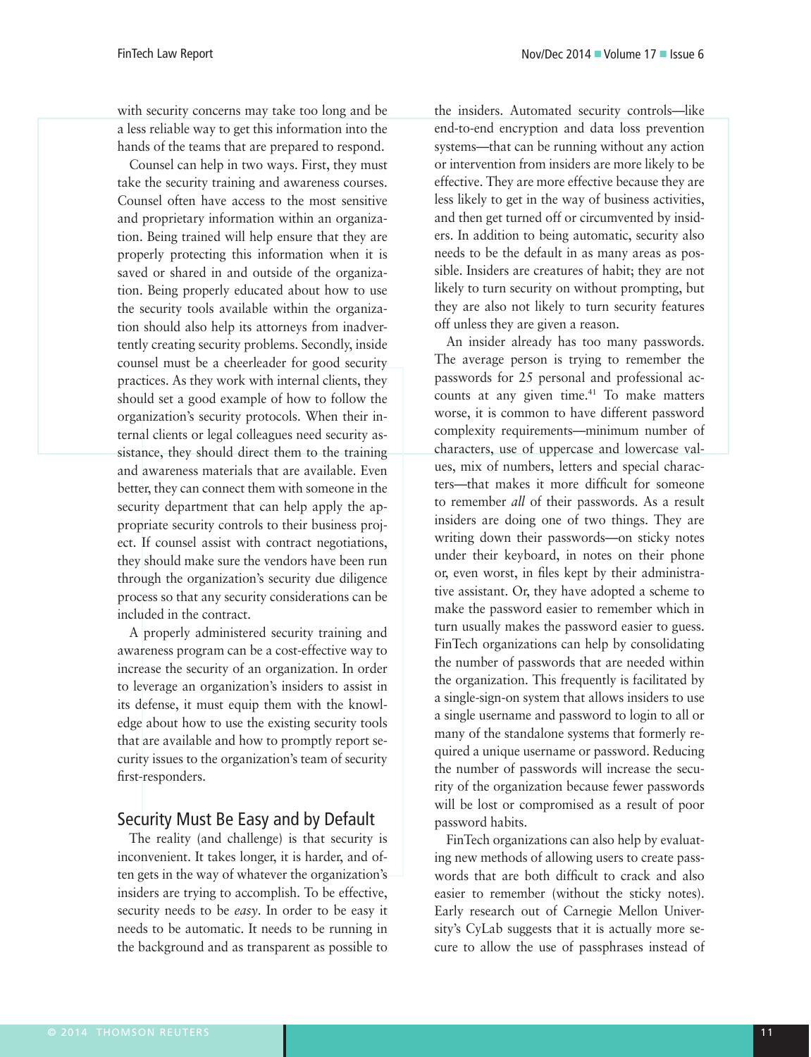with security concerns may take too long and be a less reliable way to get this information into the hands of the teams that are prepared to respond.

Counsel can help in two ways. First, they must take the security training and awareness courses. Counsel often have access to the most sensitive and proprietary information within an organization. Being trained will help ensure that they are properly protecting this information when it is saved or shared in and outside of the organization. Being properly educated about how to use the security tools available within the organization should also help its attorneys from inadvertently creating security problems. Secondly, inside counsel must be a cheerleader for good security practices. As they work with internal clients, they should set a good example of how to follow the organization's security protocols. When their internal clients or legal colleagues need security assistance, they should direct them to the training and awareness materials that are available. Even better, they can connect them with someone in the security department that can help apply the appropriate security controls to their business project. If counsel assist with contract negotiations, they should make sure the vendors have been run through the organization's security due diligence process so that any security considerations can be included in the contract.

A properly administered security training and awareness program can be a cost-effective way to increase the security of an organization. In order to leverage an organization's insiders to assist in its defense, it must equip them with the knowledge about how to use the existing security tools that are available and how to promptly report security issues to the organization's team of security first-responders.

## Security Must Be Easy and by Default

The reality (and challenge) is that security is inconvenient. It takes longer, it is harder, and often gets in the way of whatever the organization's insiders are trying to accomplish. To be effective, security needs to be *easy*. In order to be easy it needs to be automatic. It needs to be running in the background and as transparent as possible to the insiders. Automated security controls—like end-to-end encryption and data loss prevention systems—that can be running without any action or intervention from insiders are more likely to be effective. They are more effective because they are less likely to get in the way of business activities, and then get turned off or circumvented by insiders. In addition to being automatic, security also needs to be the default in as many areas as possible. Insiders are creatures of habit; they are not likely to turn security on without prompting, but they are also not likely to turn security features off unless they are given a reason.

An insider already has too many passwords. The average person is trying to remember the passwords for 25 personal and professional accounts at any given time.[41] To make matters worse, it is common to have different password complexity requirements—minimum number of characters, use of uppercase and lowercase values, mix of numbers, letters and special characters—that makes it more difficult for someone to remember *all* of their passwords. As a result insiders are doing one of two things. They are writing down their passwords—on sticky notes under their keyboard, in notes on their phone or, even worst, in files kept by their administrative assistant. Or, they have adopted a scheme to make the password easier to remember which in turn usually makes the password easier to guess. FinTech organizations can help by consolidating the number of passwords that are needed within the organization. This frequently is facilitated by a single-sign-on system that allows insiders to use a single username and password to login to all or many of the standalone systems that formerly required a unique username or password. Reducing the number of passwords will increase the security of the organization because fewer passwords will be lost or compromised as a result of poor password habits.

FinTech organizations can also help by evaluating new methods of allowing users to create passwords that are both difficult to crack and also easier to remember (without the sticky notes). Early research out of Carnegie Mellon University's CyLab suggests that it is actually more secure to allow the use of passphrases instead of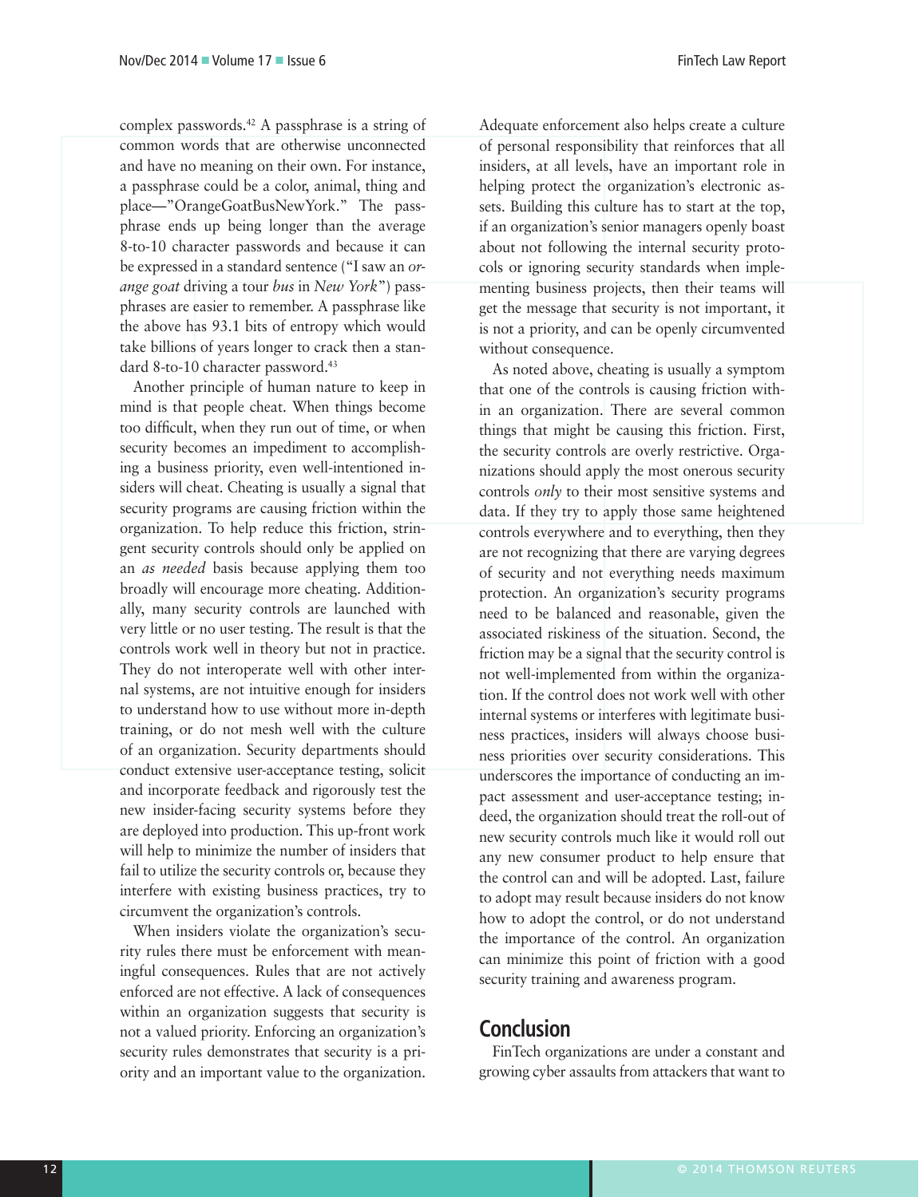complex passwords.[42] A passphrase is a string of common words that are otherwise unconnected and have no meaning on their own. For instance, a passphrase could be a color, animal, thing and place—"OrangeGoatBusNewYork." The passphrase ends up being longer than the average 8-to-10 character passwords and because it can be expressed in a standard sentence ("I saw an *orange goat* driving a tour *bus* in *New York*") passphrases are easier to remember. A passphrase like the above has 93.1 bits of entropy which would take billions of years longer to crack then a standard 8-to-10 character password.[43]

Another principle of human nature to keep in mind is that people cheat. When things become too difficult, when they run out of time, or when security becomes an impediment to accomplishing a business priority, even well-intentioned insiders will cheat. Cheating is usually a signal that security programs are causing friction within the organization. To help reduce this friction, stringent security controls should only be applied on an *as needed* basis because applying them too broadly will encourage more cheating. Additionally, many security controls are launched with very little or no user testing. The result is that the controls work well in theory but not in practice. They do not interoperate well with other internal systems, are not intuitive enough for insiders to understand how to use without more in-depth training, or do not mesh well with the culture of an organization. Security departments should conduct extensive user-acceptance testing, solicit and incorporate feedback and rigorously test the new insider-facing security systems before they are deployed into production. This up-front work will help to minimize the number of insiders that fail to utilize the security controls or, because they interfere with existing business practices, try to circumvent the organization's controls.

When insiders violate the organization's security rules there must be enforcement with meaningful consequences. Rules that are not actively enforced are not effective. A lack of consequences within an organization suggests that security is not a valued priority. Enforcing an organization's security rules demonstrates that security is a priority and an important value to the organization. Adequate enforcement also helps create a culture of personal responsibility that reinforces that all insiders, at all levels, have an important role in helping protect the organization's electronic assets. Building this culture has to start at the top, if an organization's senior managers openly boast about not following the internal security protocols or ignoring security standards when implementing business projects, then their teams will get the message that security is not important, it is not a priority, and can be openly circumvented without consequence.

As noted above, cheating is usually a symptom that one of the controls is causing friction within an organization. There are several common things that might be causing this friction. First, the security controls are overly restrictive. Organizations should apply the most onerous security controls *only* to their most sensitive systems and data. If they try to apply those same heightened controls everywhere and to everything, then they are not recognizing that there are varying degrees of security and not everything needs maximum protection. An organization's security programs need to be balanced and reasonable, given the associated riskiness of the situation. Second, the friction may be a signal that the security control is not well-implemented from within the organization. If the control does not work well with other internal systems or interferes with legitimate business practices, insiders will always choose business priorities over security considerations. This underscores the importance of conducting an impact assessment and user-acceptance testing; indeed, the organization should treat the roll-out of new security controls much like it would roll out any new consumer product to help ensure that the control can and will be adopted. Last, failure to adopt may result because insiders do not know how to adopt the control, or do not understand the importance of the control. An organization can minimize this point of friction with a good security training and awareness program.

## Conclusion

FinTech organizations are under a constant and growing cyber assaults from attackers that want to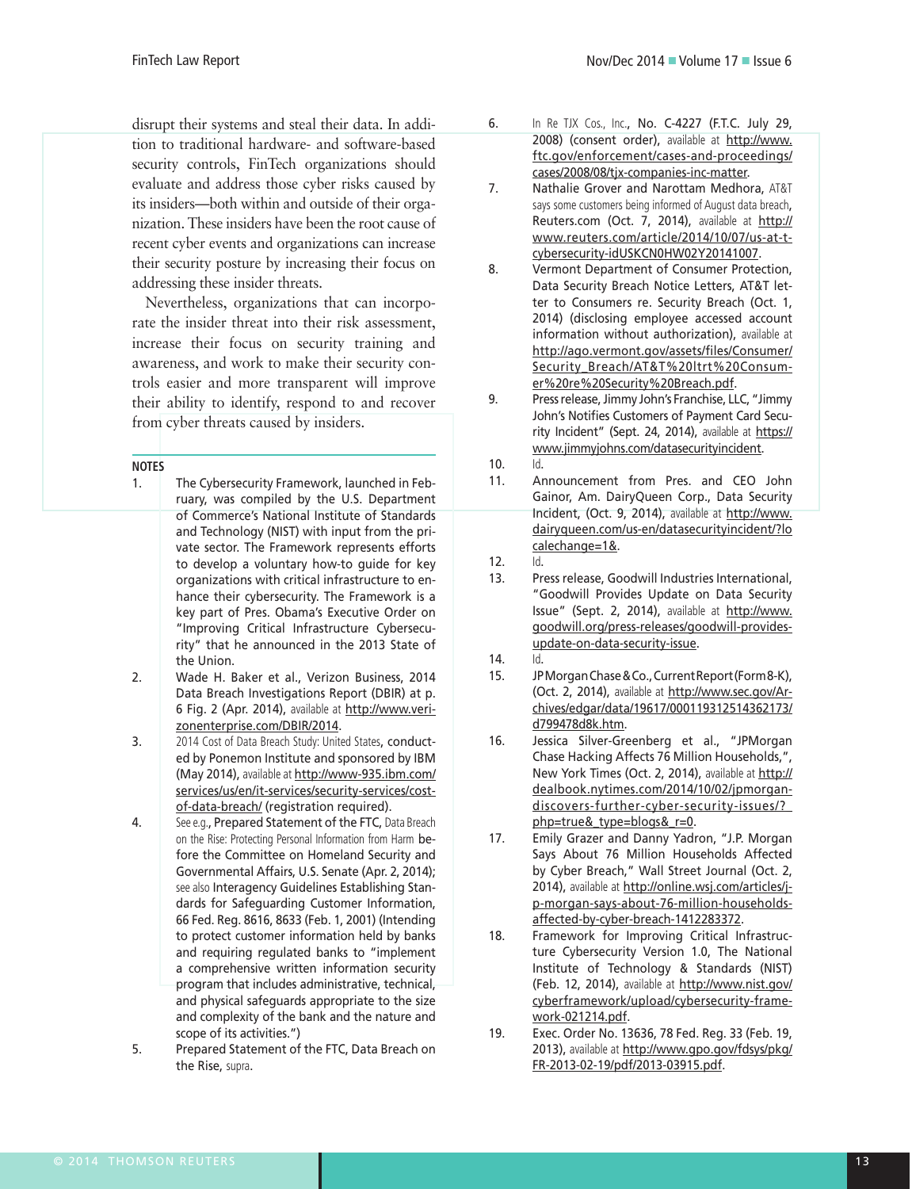disrupt their systems and steal their data. In addition to traditional hardware- and software-based security controls, FinTech organizations should evaluate and address those cyber risks caused by its insiders—both within and outside of their organization. These insiders have been the root cause of recent cyber events and organizations can increase their security posture by increasing their focus on addressing these insider threats.

Nevertheless, organizations that can incorporate the insider threat into their risk assessment, increase their focus on security training and awareness, and work to make their security controls easier and more transparent will improve their ability to identify, respond to and recover from cyber threats caused by insiders.

## NOTES

1. The Cybersecurity Framework, launched in February, was compiled by the U.S. Department of Commerce's National Institute of Standards and Technology (NIST) with input from the private sector. The Framework represents efforts to develop a voluntary how-to guide for key organizations with critical infrastructure to enhance their cybersecurity. The Framework is a key part of Pres. Obama's Executive Order on "Improving Critical Infrastructure Cybersecurity" that he announced in the 2013 State of the Union.
2. Wade H. Baker et al., Verizon Business, 2014 Data Breach Investigations Report (DBIR) at p. 6 Fig. 2 (Apr. 2014), available at http://www.verizonenterprise.com/DBIR/2014.
3. 2014 Cost of Data Breach Study: United States, conducted by Ponemon Institute and sponsored by IBM (May 2014), available at http://www-935.ibm.com/services/us/en/it-services/security-services/cost-of-data-breach/ (registration required).
4. See e.g., Prepared Statement of the FTC, *Data Breach on the Rise: Protecting Personal Information from Harm* before the Committee on Homeland Security and Governmental Affairs, U.S. Senate (Apr. 2, 2014); see also Interagency Guidelines Establishing Standards for Safeguarding Customer Information, 66 Fed. Reg. 8616, 8633 (Feb. 1, 2001) (Intending to protect customer information held by banks and requiring regulated banks to "implement a comprehensive written information security program that includes administrative, technical, and physical safeguards appropriate to the size and complexity of the bank and the nature and scope of its activities.")
5. Prepared Statement of the FTC, Data Breach on the Rise, *supra*.
6. *In Re TJX Cos., Inc.*, No. C-4227 (F.T.C. July 29, 2008) (consent order), available at http://www.ftc.gov/enforcement/cases-and-proceedings/cases/2008/08/tjx-companies-inc-matter.
7. Nathalie Grover and Narottam Medhora, *AT&T says some customers being informed of August data breach*, Reuters.com (Oct. 7, 2014), available at http://www.reuters.com/article/2014/10/07/us-at-t-cybersecurity-idUSKCN0HW02Y20141007.
8. Vermont Department of Consumer Protection, Data Security Breach Notice Letters, AT&T letter to Consumers re. Security Breach (Oct. 1, 2014) (disclosing employee accessed account information without authorization), available at http://ago.vermont.gov/assets/files/Consumer/Security_Breach/AT&T%20ltr%20Consumer%20re%20Security%20Breach.pdf.
9. Press release, Jimmy John's Franchise, LLC, "Jimmy John's Notifies Customers of Payment Card Security Incident" (Sept. 24, 2014), available at https://www.jimmyjohns.com/datasecurityincident.
10. *Id.*
11. Announcement from Pres. and CEO John Gainor, Am. DairyQueen Corp., Data Security Incident, (Oct. 9, 2014), available at http://www.dairyqueen.com/us-en/datasecurityincident/?localechange=1&.
12. *Id.*
13. Press release, Goodwill Industries International, "Goodwill Provides Update on Data Security Issue" (Sept. 2, 2014), available at http://www.goodwill.org/press-releases/goodwill-provides-update-on-data-security-issue.
14. *Id.*
15. JPMorgan Chase & Co., Current Report (Form 8-K), (Oct. 2, 2014), available at http://www.sec.gov/Archives/edgar/data/19617/000119312514362173/d799478d8k.htm.
16. Jessica Silver-Greenberg et al., "JPMorgan Chase Hacking Affects 76 Million Households,", New York Times (Oct. 2, 2014), available at http://dealbook.nytimes.com/2014/10/02/jpmorgan-discovers-further-cyber-security-issues/?_php=true&_type=blogs&_r=0.
17. Emily Grazer and Danny Yadron, "J.P. Morgan Says About 76 Million Households Affected by Cyber Breach," Wall Street Journal (Oct. 2, 2014), available at http://online.wsj.com/articles/j-p-morgan-says-about-76-million-households-affected-by-cyber-breach-1412283372.
18. Framework for Improving Critical Infrastructure Cybersecurity Version 1.0, The National Institute of Technology & Standards (NIST) (Feb. 12, 2014), available at http://www.nist.gov/cyberframework/upload/cybersecurity-framework-021214.pdf.
19. Exec. Order No. 13636, 78 Fed. Reg. 33 (Feb. 19, 2013), available at http://www.gpo.gov/fdsys/pkg/FR-2013-02-19/pdf/2013-03915.pdf.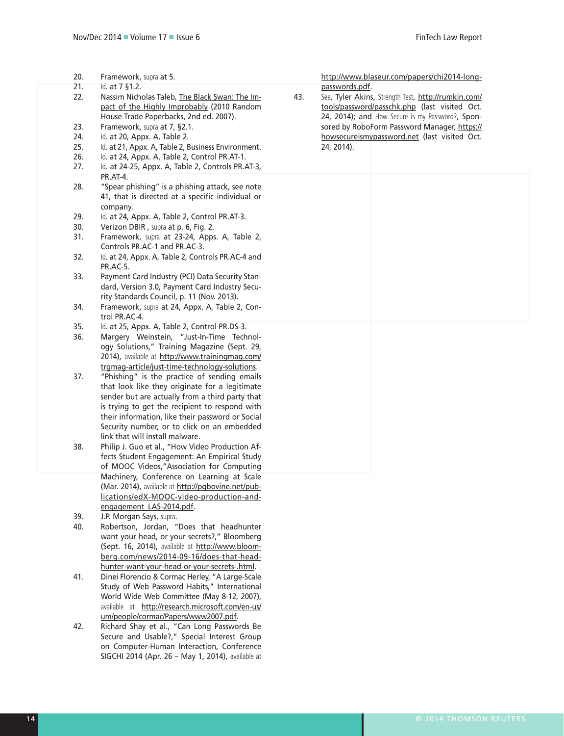20. Framework, *supra* at 5.
21. *Id.* at 7 §1.2.
22. Nassim Nicholas Taleb, The Black Swan: The Impact of the Highly Improbably (2010 Random House Trade Paperbacks, 2nd ed. 2007).
23. Framework, *supra* at 7, §2.1.
24. *Id.* at 20, Appx. A, Table 2.
25. *Id.* at 21, Appx. A, Table 2, Business Environment.
26. *Id.* at 24, Appx. A, Table 2, Control PR.AT-1.
27. *Id.* at 24-25, Appx. A, Table 2, Controls PR.AT-3, PR.AT-4.
28. "Spear phishing" is a phishing attack, see note 41, that is directed at a specific individual or company.
29. *Id.* at 24, Appx. A, Table 2, Control PR.AT-3.
30. Verizon DBIR , *supra* at p. 6, Fig. 2.
31. Framework, *supra* at 23-24, Apps. A, Table 2, Controls PR.AC-1 and PR.AC-3.
32. *Id.* at 24, Appx. A, Table 2, Controls PR.AC-4 and PR.AC-5.
33. Payment Card Industry (PCI) Data Security Standard, Version 3.0, Payment Card Industry Security Standards Council, p. 11 (Nov. 2013).
34. Framework, *supra* at 24, Appx. A, Table 2, Control PR.AC-4.
35. *Id.* at 25, Appx. A, Table 2, Control PR.DS-3.
36. Margery Weinstein, "Just-In-Time Technology Solutions," Training Magazine (Sept. 29, 2014), *available at* http://www.trainingmag.com/trgmag-article/just-time-technology-solutions.
37. "Phishing" is the practice of sending emails that look like they originate for a legitimate sender but are actually from a third party that is trying to get the recipient to respond with their information, like their password or Social Security number, or to click on an embedded link that will install malware.
38. Philip J. Guo et al., "How Video Production Affects Student Engagement: An Empirical Study of MOOC Videos,"Association for Computing Machinery, Conference on Learning at Scale (Mar. 2014), *available at* http://pgbovine.net/publications/edX-MOOC-video-production-and-engagement_LAS-2014.pdf.
39. J.P. Morgan Says, *supra*.
40. Robertson, Jordan, "Does that headhunter want your head, or your secrets?," Bloomberg (Sept. 16, 2014), *available at* http://www.bloomberg.com/news/2014-09-16/does-that-headhunter-want-your-head-or-your-secrets-.html.
41. Dinei Florencio & Cormac Herley, "A Large-Scale Study of Web Password Habits," International World Wide Web Committee (May 8-12, 2007), *available at* http://research.microsoft.com/en-us/um/people/cormac/Papers/www2007.pdf.
42. Richard Shay et al., "Can Long Passwords Be Secure and Usable?," Special Interest Group on Computer-Human Interaction, Conference SIGCHI 2014 (Apr. 26 – May 1, 2014), *available at* http://www.blaseur.com/papers/chi2014-long-passwords.pdf.
43. *See*, Tyler Akins, *Strength Test*, http://rumkin.com/tools/password/passchk.php (last visited Oct. 24, 2014); and *How Secure is my Password?*, Sponsored by RoboForm Password Manager, https://howsecureismypassword.net (last visited Oct. 24, 2014).